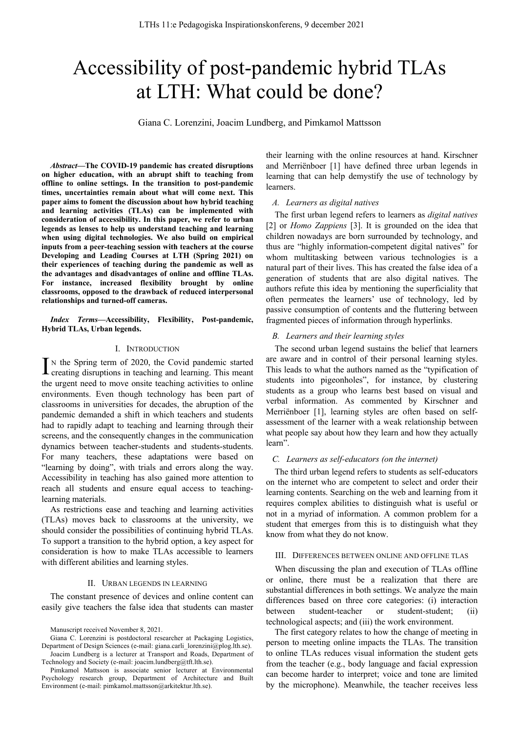# Accessibility of post-pandemic hybrid TLAs at LTH: What could be done?

Giana C. Lorenzini, Joacim Lundberg, and Pimkamol Mattsson

***Abstract*—The COVID-19 pandemic has created disruptions on higher education, with an abrupt shift to teaching from offline to online settings. In the transition to post-pandemic times, uncertainties remain about what will come next. This paper aims to foment the discussion about how hybrid teaching and learning activities (TLAs) can be implemented with consideration of accessibility. In this paper, we refer to urban legends as lenses to help us understand teaching and learning when using digital technologies. We also build on empirical inputs from a peer-teaching session with teachers at the course Developing and Leading Courses at LTH (Spring 2021) on their experiences of teaching during the pandemic as well as the advantages and disadvantages of online and offline TLAs. For instance, increased flexibility brought by online classrooms, opposed to the drawback of reduced interpersonal relationships and turned-off cameras.**

***Index Terms*—Accessibility, Flexibility, Post-pandemic, Hybrid TLAs, Urban legends.**

Manuscript received November 8, 2021.

Giana C. Lorenzini is postdoctoral researcher at Packaging Logistics, Department of Design Sciences (e-mail: giana.carli_lorenzini@plog.lth.se).

Joacim Lundberg is a lecturer at Transport and Roads, Department of Technology and Society (e-mail: joacim.lundberg@tft.lth.se).

Pimkamol Mattsson is associate senior lecturer at Environmental Psychology research group, Department of Architecture and Built Environment (e-mail: pimkamol.mattsson@arkitektur.lth.se).

## I. Introduction

In the Spring term of 2020, the Covid pandemic started creating disruptions in teaching and learning. This meant the urgent need to move onsite teaching activities to online environments. Even though technology has been part of classrooms in universities for decades, the abruption of the pandemic demanded a shift in which teachers and students had to rapidly adapt to teaching and learning through their screens, and the consequently changes in the communication dynamics between teacher-students and students-students. For many teachers, these adaptations were based on "learning by doing", with trials and errors along the way. Accessibility in teaching has also gained more attention to reach all students and ensure equal access to teaching-learning materials.

As restrictions ease and teaching and learning activities (TLAs) moves back to classrooms at the university, we should consider the possibilities of continuing hybrid TLAs. To support a transition to the hybrid option, a key aspect for consideration is how to make TLAs accessible to learners with different abilities and learning styles.

## II. Urban legends in learning

The constant presence of devices and online content can easily give teachers the false idea that students can master their learning with the online resources at hand. Kirschner and Merriënboer [1] have defined three urban legends in learning that can help demystify the use of technology by learners.

### *A. Learners as digital natives*

The first urban legend refers to learners as *digital natives* [2] or *Homo Zappiens* [3]. It is grounded on the idea that children nowadays are born surrounded by technology, and thus are "highly information-competent digital natives" for whom multitasking between various technologies is a natural part of their lives. This has created the false idea of a generation of students that are also digital natives. The authors refute this idea by mentioning the superficiality that often permeates the learners' use of technology, led by passive consumption of contents and the fluttering between fragmented pieces of information through hyperlinks.

### *B. Learners and their learning styles*

The second urban legend sustains the belief that learners are aware and in control of their personal learning styles. This leads to what the authors named as the "typification of students into pigeonholes", for instance, by clustering students as a group who learns best based on visual and verbal information. As commented by Kirschner and Merriënboer [1], learning styles are often based on self-assessment of the learner with a weak relationship between what people say about how they learn and how they actually learn".

### *C. Learners as self-educators (on the internet)*

The third urban legend refers to students as self-educators on the internet who are competent to select and order their learning contents. Searching on the web and learning from it requires complex abilities to distinguish what is useful or not in a myriad of information. A common problem for a student that emerges from this is to distinguish what they know from what they do not know.

## III. Differences between online and offline TLAs

When discussing the plan and execution of TLAs offline or online, there must be a realization that there are substantial differences in both settings. We analyze the main differences based on three core categories: (i) interaction between student-teacher or student-student; (ii) technological aspects; and (iii) the work environment.

The first category relates to how the change of meeting in person to meeting online impacts the TLAs. The transition to online TLAs reduces visual information the student gets from the teacher (e.g., body language and facial expression can become harder to interpret; voice and tone are limited by the microphone). Meanwhile, the teacher receives less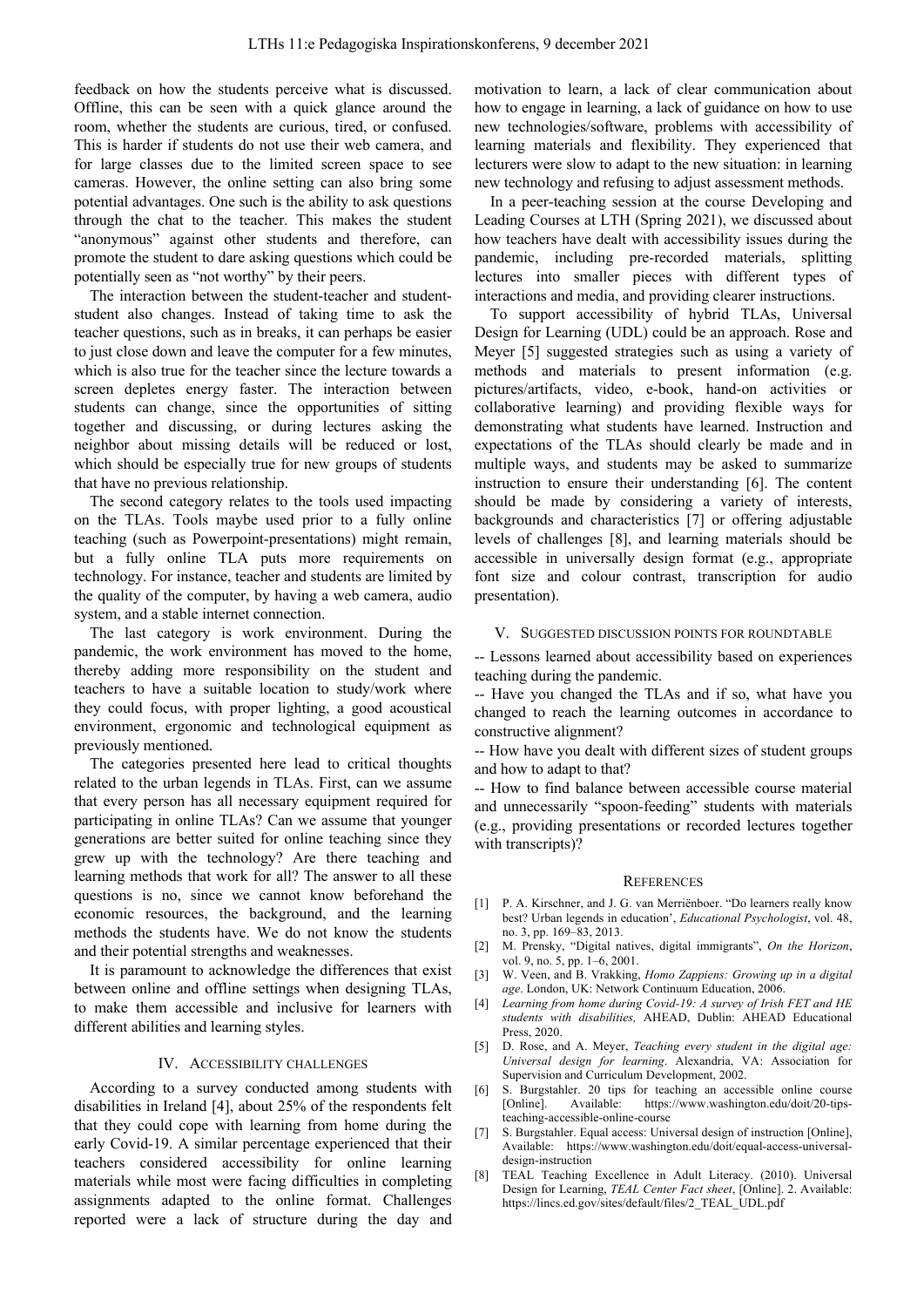feedback on how the students perceive what is discussed. Offline, this can be seen with a quick glance around the room, whether the students are curious, tired, or confused. This is harder if students do not use their web camera, and for large classes due to the limited screen space to see cameras. However, the online setting can also bring some potential advantages. One such is the ability to ask questions through the chat to the teacher. This makes the student "anonymous" against other students and therefore, can promote the student to dare asking questions which could be potentially seen as "not worthy" by their peers.

The interaction between the student-teacher and student-student also changes. Instead of taking time to ask the teacher questions, such as in breaks, it can perhaps be easier to just close down and leave the computer for a few minutes, which is also true for the teacher since the lecture towards a screen depletes energy faster. The interaction between students can change, since the opportunities of sitting together and discussing, or during lectures asking the neighbor about missing details will be reduced or lost, which should be especially true for new groups of students that have no previous relationship.

The second category relates to the tools used impacting on the TLAs. Tools maybe used prior to a fully online teaching (such as Powerpoint-presentations) might remain, but a fully online TLA puts more requirements on technology. For instance, teacher and students are limited by the quality of the computer, by having a web camera, audio system, and a stable internet connection.

The last category is work environment. During the pandemic, the work environment has moved to the home, thereby adding more responsibility on the student and teachers to have a suitable location to study/work where they could focus, with proper lighting, a good acoustical environment, ergonomic and technological equipment as previously mentioned.

The categories presented here lead to critical thoughts related to the urban legends in TLAs. First, can we assume that every person has all necessary equipment required for participating in online TLAs? Can we assume that younger generations are better suited for online teaching since they grew up with the technology? Are there teaching and learning methods that work for all? The answer to all these questions is no, since we cannot know beforehand the economic resources, the background, and the learning methods the students have. We do not know the students and their potential strengths and weaknesses.

It is paramount to acknowledge the differences that exist between online and offline settings when designing TLAs, to make them accessible and inclusive for learners with different abilities and learning styles.

## IV. Accessibility Challenges

According to a survey conducted among students with disabilities in Ireland [4], about 25% of the respondents felt that they could cope with learning from home during the early Covid-19. A similar percentage experienced that their teachers considered accessibility for online learning materials while most were facing difficulties in completing assignments adapted to the online format. Challenges reported were a lack of structure during the day and motivation to learn, a lack of clear communication about how to engage in learning, a lack of guidance on how to use new technologies/software, problems with accessibility of learning materials and flexibility. They experienced that lecturers were slow to adapt to the new situation: in learning new technology and refusing to adjust assessment methods.

In a peer-teaching session at the course Developing and Leading Courses at LTH (Spring 2021), we discussed about how teachers have dealt with accessibility issues during the pandemic, including pre-recorded materials, splitting lectures into smaller pieces with different types of interactions and media, and providing clearer instructions.

To support accessibility of hybrid TLAs, Universal Design for Learning (UDL) could be an approach. Rose and Meyer [5] suggested strategies such as using a variety of methods and materials to present information (e.g. pictures/artifacts, video, e-book, hand-on activities or collaborative learning) and providing flexible ways for demonstrating what students have learned. Instruction and expectations of the TLAs should clearly be made and in multiple ways, and students may be asked to summarize instruction to ensure their understanding [6]. The content should be made by considering a variety of interests, backgrounds and characteristics [7] or offering adjustable levels of challenges [8], and learning materials should be accessible in universally design format (e.g., appropriate font size and colour contrast, transcription for audio presentation).

## V. Suggested Discussion Points for Roundtable

-- Lessons learned about accessibility based on experiences teaching during the pandemic.

-- Have you changed the TLAs and if so, what have you changed to reach the learning outcomes in accordance to constructive alignment?

-- How have you dealt with different sizes of student groups and how to adapt to that?

-- How to find balance between accessible course material and unnecessarily "spoon-feeding" students with materials (e.g., providing presentations or recorded lectures together with transcripts)?

## References

[1] P. A. Kirschner, and J. G. van Merriënboer. "Do learners really know best? Urban legends in education', *Educational Psychologist*, vol. 48, no. 3, pp. 169–83, 2013.

[2] M. Prensky, "Digital natives, digital immigrants", *On the Horizon*, vol. 9, no. 5, pp. 1–6, 2001.

[3] W. Veen, and B. Vrakking, *Homo Zappiens: Growing up in a digital age*. London, UK: Network Continuum Education, 2006.

[4] *Learning from home during Covid-19: A survey of Irish FET and HE students with disabilities,* AHEAD, Dublin: AHEAD Educational Press, 2020.

[5] D. Rose, and A. Meyer, *Teaching every student in the digital age: Universal design for learning*. Alexandria, VA: Association for Supervision and Curriculum Development, 2002.

[6] S. Burgstahler. 20 tips for teaching an accessible online course [Online]. Available: https://www.washington.edu/doit/20-tips-teaching-accessible-online-course

[7] S. Burgstahler. Equal access: Universal design of instruction [Online], Available: https://www.washington.edu/doit/equal-access-universal-design-instruction

[8] TEAL Teaching Excellence in Adult Literacy. (2010). Universal Design for Learning, *TEAL Center Fact sheet*, [Online]. 2. Available: https://lincs.ed.gov/sites/default/files/2_TEAL_UDL.pdf